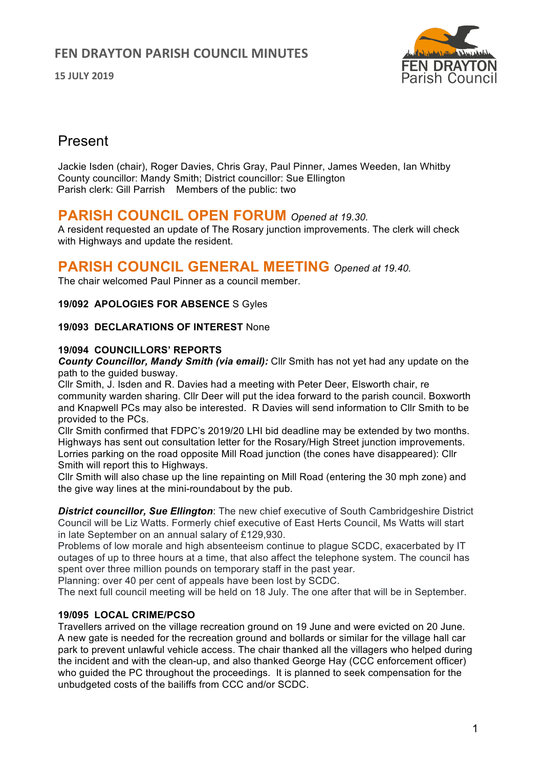# FEN DRAYTON PARISH COUNCIL MINUTES

**15 JULY 2019**

## Present

Jackie Isden (chair), Roger Davies, Chris Gray, Paul Pinner, James Weeden, Ian Whitby
County councillor: Mandy Smith; District councillor: Sue Ellington
Parish clerk: Gill Parrish    Members of the public: two

## PARISH COUNCIL OPEN FORUM *Opened at 19.30.*

A resident requested an update of The Rosary junction improvements. The clerk will check with Highways and update the resident.

## PARISH COUNCIL GENERAL MEETING *Opened at 19.40.*

The chair welcomed Paul Pinner as a council member.

**19/092 APOLOGIES FOR ABSENCE** S Gyles

**19/093 DECLARATIONS OF INTEREST** None

**19/094 COUNCILLORS' REPORTS**

***County Councillor, Mandy Smith (via email):*** Cllr Smith has not yet had any update on the path to the guided busway.
Cllr Smith, J. Isden and R. Davies had a meeting with Peter Deer, Elsworth chair, re community warden sharing. Cllr Deer will put the idea forward to the parish council. Boxworth and Knapwell PCs may also be interested. R Davies will send information to Cllr Smith to be provided to the PCs.
Cllr Smith confirmed that FDPC's 2019/20 LHI bid deadline may be extended by two months.
Highways has sent out consultation letter for the Rosary/High Street junction improvements.
Lorries parking on the road opposite Mill Road junction (the cones have disappeared): Cllr Smith will report this to Highways.
Cllr Smith will also chase up the line repainting on Mill Road (entering the 30 mph zone) and the give way lines at the mini-roundabout by the pub.

***District councillor, Sue Ellington***: The new chief executive of South Cambridgeshire District Council will be Liz Watts. Formerly chief executive of East Herts Council, Ms Watts will start in late September on an annual salary of £129,930.
Problems of low morale and high absenteeism continue to plague SCDC, exacerbated by IT outages of up to three hours at a time, that also affect the telephone system. The council has spent over three million pounds on temporary staff in the past year.
Planning: over 40 per cent of appeals have been lost by SCDC.
The next full council meeting will be held on 18 July. The one after that will be in September.

**19/095 LOCAL CRIME/PCSO**

Travellers arrived on the village recreation ground on 19 June and were evicted on 20 June. A new gate is needed for the recreation ground and bollards or similar for the village hall car park to prevent unlawful vehicle access. The chair thanked all the villagers who helped during the incident and with the clean-up, and also thanked George Hay (CCC enforcement officer) who guided the PC throughout the proceedings. It is planned to seek compensation for the unbudgeted costs of the bailiffs from CCC and/or SCDC.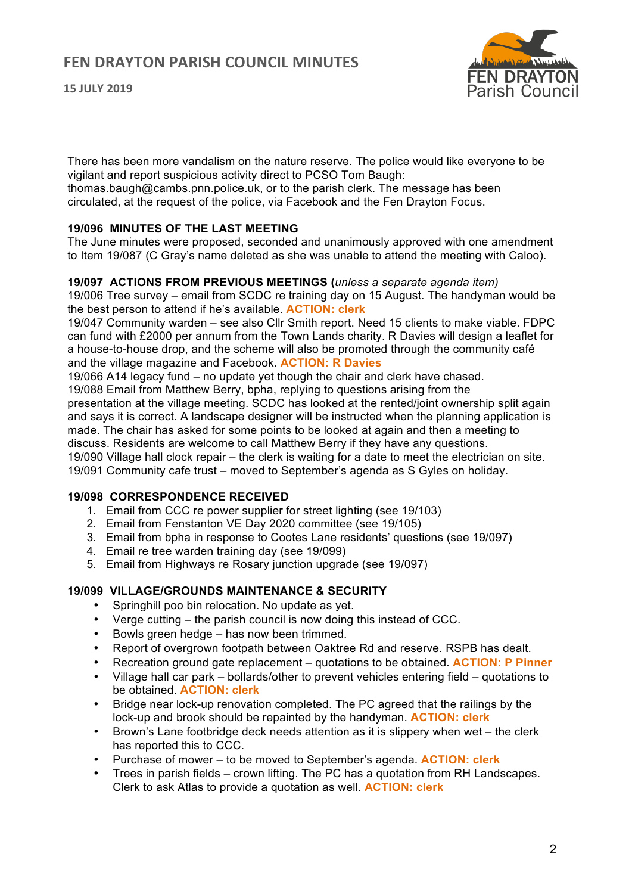There has been more vandalism on the nature reserve. The police would like everyone to be vigilant and report suspicious activity direct to PCSO Tom Baugh: thomas.baugh@cambs.pnn.police.uk, or to the parish clerk. The message has been circulated, at the request of the police, via Facebook and the Fen Drayton Focus.

**19/096 MINUTES OF THE LAST MEETING**

The June minutes were proposed, seconded and unanimously approved with one amendment to Item 19/087 (C Gray's name deleted as she was unable to attend the meeting with Caloo).

**19/097 ACTIONS FROM PREVIOUS MEETINGS (*unless a separate agenda item*)**

19/006 Tree survey – email from SCDC re training day on 15 August. The handyman would be the best person to attend if he's available. **ACTION: clerk**

19/047 Community warden – see also Cllr Smith report. Need 15 clients to make viable. FDPC can fund with £2000 per annum from the Town Lands charity. R Davies will design a leaflet for a house-to-house drop, and the scheme will also be promoted through the community café and the village magazine and Facebook. **ACTION: R Davies**

19/066 A14 legacy fund – no update yet though the chair and clerk have chased.

19/088 Email from Matthew Berry, bpha, replying to questions arising from the presentation at the village meeting. SCDC has looked at the rented/joint ownership split again and says it is correct. A landscape designer will be instructed when the planning application is made. The chair has asked for some points to be looked at again and then a meeting to discuss. Residents are welcome to call Matthew Berry if they have any questions.

19/090 Village hall clock repair – the clerk is waiting for a date to meet the electrician on site.

19/091 Community cafe trust – moved to September's agenda as S Gyles on holiday.

**19/098 CORRESPONDENCE RECEIVED**

1. Email from CCC re power supplier for street lighting (see 19/103)
2. Email from Fenstanton VE Day 2020 committee (see 19/105)
3. Email from bpha in response to Cootes Lane residents' questions (see 19/097)
4. Email re tree warden training day (see 19/099)
5. Email from Highways re Rosary junction upgrade (see 19/097)

**19/099 VILLAGE/GROUNDS MAINTENANCE & SECURITY**

- Springhill poo bin relocation. No update as yet.
- Verge cutting – the parish council is now doing this instead of CCC.
- Bowls green hedge – has now been trimmed.
- Report of overgrown footpath between Oaktree Rd and reserve. RSPB has dealt.
- Recreation ground gate replacement – quotations to be obtained. **ACTION: P Pinner**
- Village hall car park – bollards/other to prevent vehicles entering field – quotations to be obtained. **ACTION: clerk**
- Bridge near lock-up renovation completed. The PC agreed that the railings by the lock-up and brook should be repainted by the handyman. **ACTION: clerk**
- Brown's Lane footbridge deck needs attention as it is slippery when wet – the clerk has reported this to CCC.
- Purchase of mower – to be moved to September's agenda. **ACTION: clerk**
- Trees in parish fields – crown lifting. The PC has a quotation from RH Landscapes. Clerk to ask Atlas to provide a quotation as well. **ACTION: clerk**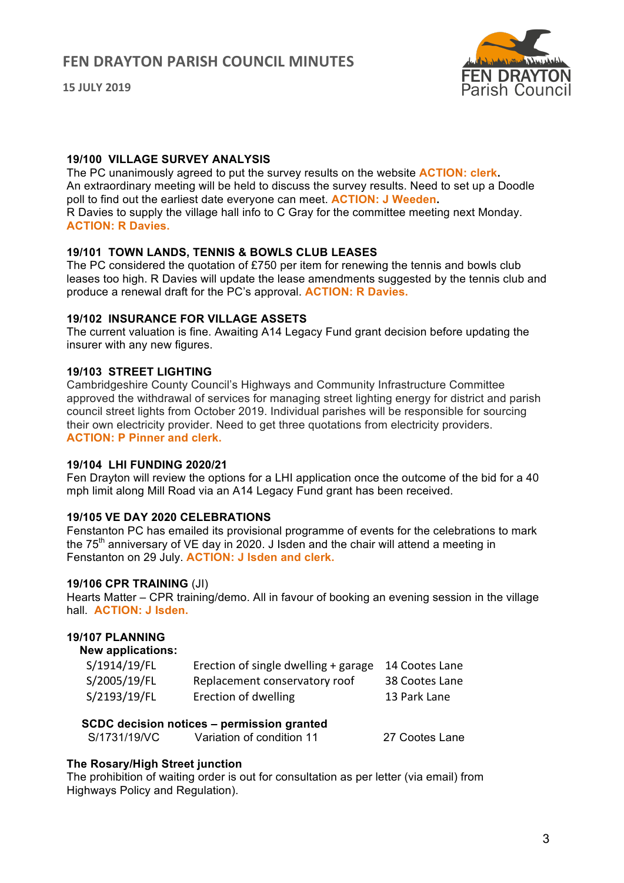### 19/100 VILLAGE SURVEY ANALYSIS

The PC unanimously agreed to put the survey results on the website **ACTION: clerk.**
An extraordinary meeting will be held to discuss the survey results. Need to set up a Doodle poll to find out the earliest date everyone can meet. **ACTION: J Weeden.**
R Davies to supply the village hall info to C Gray for the committee meeting next Monday.
**ACTION: R Davies.**

### 19/101 TOWN LANDS, TENNIS & BOWLS CLUB LEASES

The PC considered the quotation of £750 per item for renewing the tennis and bowls club leases too high. R Davies will update the lease amendments suggested by the tennis club and produce a renewal draft for the PC's approval. **ACTION: R Davies.**

### 19/102 INSURANCE FOR VILLAGE ASSETS

The current valuation is fine. Awaiting A14 Legacy Fund grant decision before updating the insurer with any new figures.

### 19/103 STREET LIGHTING

Cambridgeshire County Council's Highways and Community Infrastructure Committee approved the withdrawal of services for managing street lighting energy for district and parish council street lights from October 2019. Individual parishes will be responsible for sourcing their own electricity provider. Need to get three quotations from electricity providers.
**ACTION: P Pinner and clerk.**

### 19/104 LHI FUNDING 2020/21

Fen Drayton will review the options for a LHI application once the outcome of the bid for a 40 mph limit along Mill Road via an A14 Legacy Fund grant has been received.

### 19/105 VE DAY 2020 CELEBRATIONS

Fenstanton PC has emailed its provisional programme of events for the celebrations to mark the 75th anniversary of VE day in 2020. J Isden and the chair will attend a meeting in Fenstanton on 29 July. **ACTION: J Isden and clerk.**

### 19/106 CPR TRAINING (JI)

Hearts Matter – CPR training/demo. All in favour of booking an evening session in the village hall. **ACTION: J Isden.**

### 19/107 PLANNING

**New applications:**

| | | |
|---|---|---|
| S/1914/19/FL | Erection of single dwelling + garage | 14 Cootes Lane |
| S/2005/19/FL | Replacement conservatory roof | 38 Cootes Lane |
| S/2193/19/FL | Erection of dwelling | 13 Park Lane |

**SCDC decision notices – permission granted**

| | | |
|---|---|---|
| S/1731/19/VC | Variation of condition 11 | 27 Cootes Lane |

**The Rosary/High Street junction**

The prohibition of waiting order is out for consultation as per letter (via email) from Highways Policy and Regulation).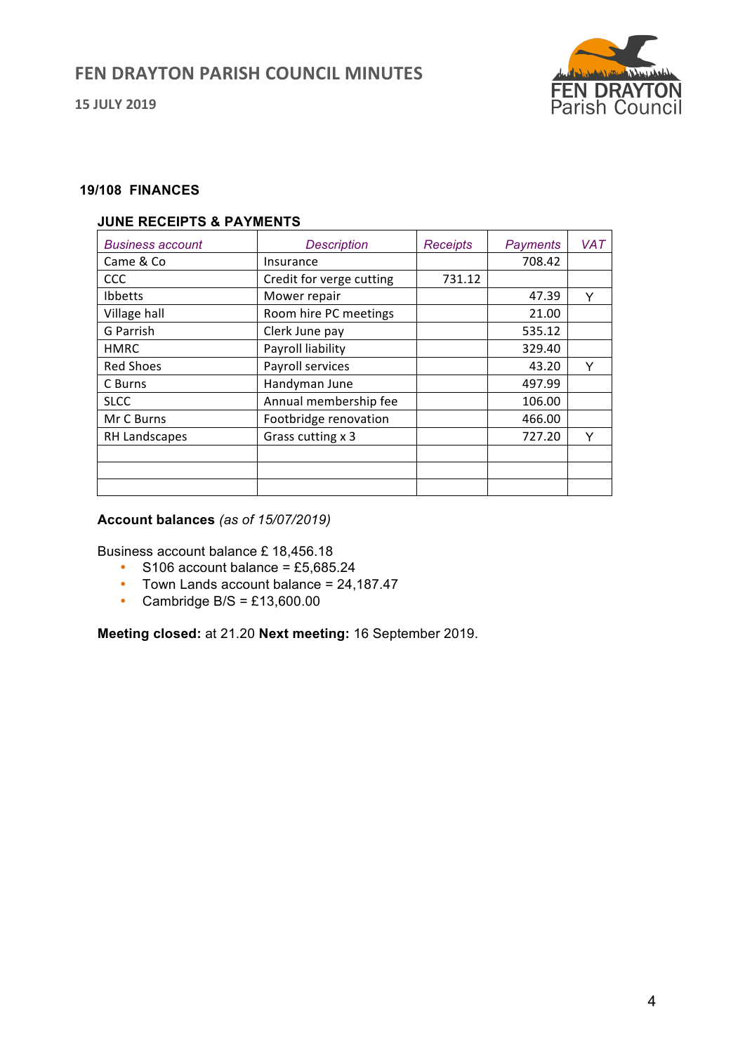## 19/108 FINANCES

### JUNE RECEIPTS & PAYMENTS

| *Business account* | *Description* | *Receipts* | *Payments* | *VAT* |
|---|---|---|---|---|
| Came & Co | Insurance | | 708.42 | |
| CCC | Credit for verge cutting | 731.12 | | |
| Ibbetts | Mower repair | | 47.39 | Y |
| Village hall | Room hire PC meetings | | 21.00 | |
| G Parrish | Clerk June pay | | 535.12 | |
| HMRC | Payroll liability | | 329.40 | |
| Red Shoes | Payroll services | | 43.20 | Y |
| C Burns | Handyman June | | 497.99 | |
| SLCC | Annual membership fee | | 106.00 | |
| Mr C Burns | Footbridge renovation | | 466.00 | |
| RH Landscapes | Grass cutting x 3 | | 727.20 | Y |
| | | | | |
| | | | | |
| | | | | |

**Account balances** *(as of 15/07/2019)*

Business account balance £ 18,456.18

- S106 account balance = £5,685.24
- Town Lands account balance = 24,187.47
- Cambridge B/S = £13,600.00

**Meeting closed:** at 21.20 **Next meeting:** 16 September 2019.